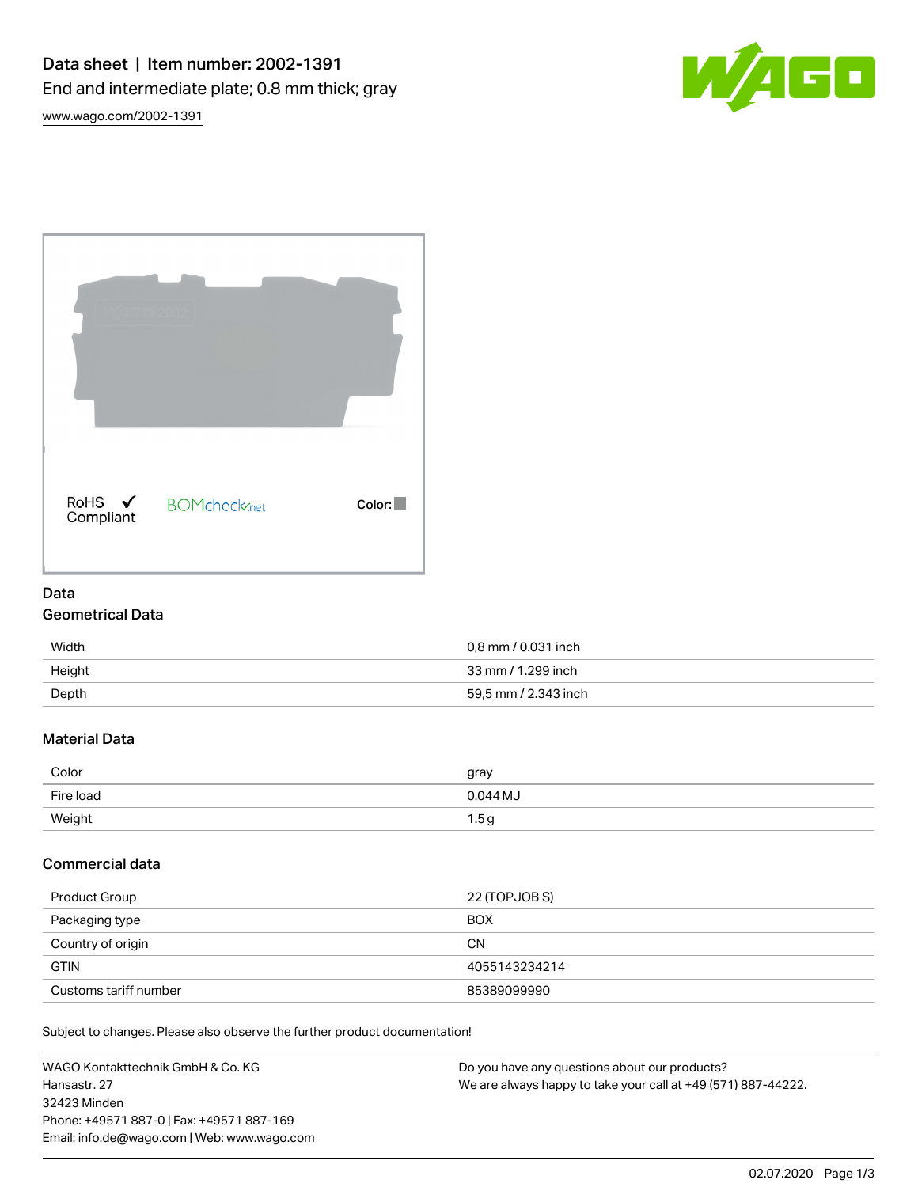# Data sheet | Item number: 2002-1391

End and intermediate plate; 0.8 mm thick; gray

www.wago.com/2002-1391

RoHS Compliant

BOMcheck.net

Color:

## Data

### Geometrical Data

| | |
|---|---|
| Width | 0,8 mm / 0.031 inch |
| Height | 33 mm / 1.299 inch |
| Depth | 59,5 mm / 2.343 inch |

### Material Data

| | |
|---|---|
| Color | gray |
| Fire load | 0.044 MJ |
| Weight | 1.5 g |

### Commercial data

| | |
|---|---|
| Product Group | 22 (TOPJOB S) |
| Packaging type | BOX |
| Country of origin | CN |
| GTIN | 4055143234214 |
| Customs tariff number | 85389099990 |

Subject to changes. Please also observe the further product documentation!

WAGO Kontakttechnik GmbH & Co. KG
Hansastr. 27
32423 Minden
Phone: +49571 887-0 | Fax: +49571 887-169
Email: info.de@wago.com | Web: www.wago.com

Do you have any questions about our products?
We are always happy to take your call at +49 (571) 887-44222.

02.07.2020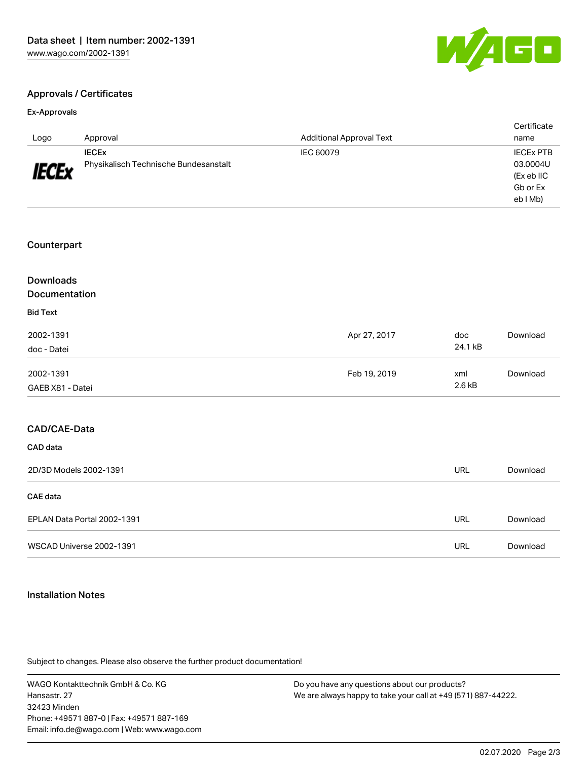Data sheet | Item number: 2002-1391
www.wago.com/2002-1391

## Approvals / Certificates

### Ex-Approvals

| Logo | Approval | Additional Approval Text | Certificate name |
| --- | --- | --- | --- |
| IECEx | **IECEx** Physikalisch Technische Bundesanstalt | IEC 60079 | IECEx PTB 03.0004U (Ex eb IIC Gb or Ex eb I Mb) |

## Counterpart

## Downloads

## Documentation

### Bid Text

| | | | |
| --- | --- | --- | --- |
| 2002-1391<br>doc - Datei | Apr 27, 2017 | doc<br>24.1 kB | Download |
| 2002-1391<br>GAEB X81 - Datei | Feb 19, 2019 | xml<br>2.6 kB | Download |

## CAD/CAE-Data

### CAD data

| | | |
| --- | --- | --- |
| 2D/3D Models 2002-1391 | URL | Download |

### CAE data

| | | |
| --- | --- | --- |
| EPLAN Data Portal 2002-1391 | URL | Download |
| WSCAD Universe 2002-1391 | URL | Download |

## Installation Notes

Subject to changes. Please also observe the further product documentation!

WAGO Kontakttechnik GmbH & Co. KG
Hansastr. 27
32423 Minden
Phone: +49571 887-0 | Fax: +49571 887-169
Email: info.de@wago.com | Web: www.wago.com

Do you have any questions about our products?
We are always happy to take your call at +49 (571) 887-44222.

02.07.2020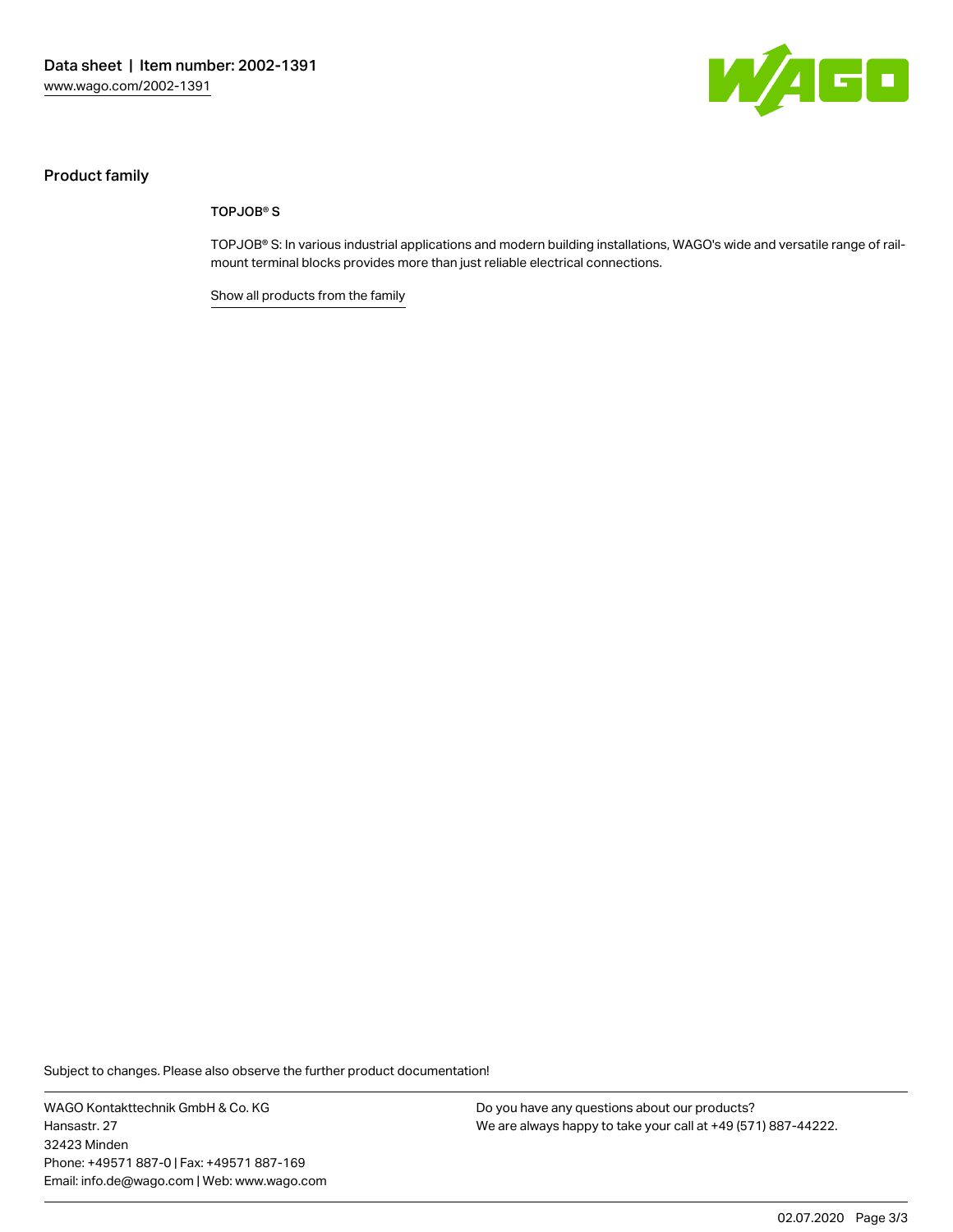## Product family

**TOPJOB® S**

TOPJOB® S: In various industrial applications and modern building installations, WAGO's wide and versatile range of rail-mount terminal blocks provides more than just reliable electrical connections.

Show all products from the family